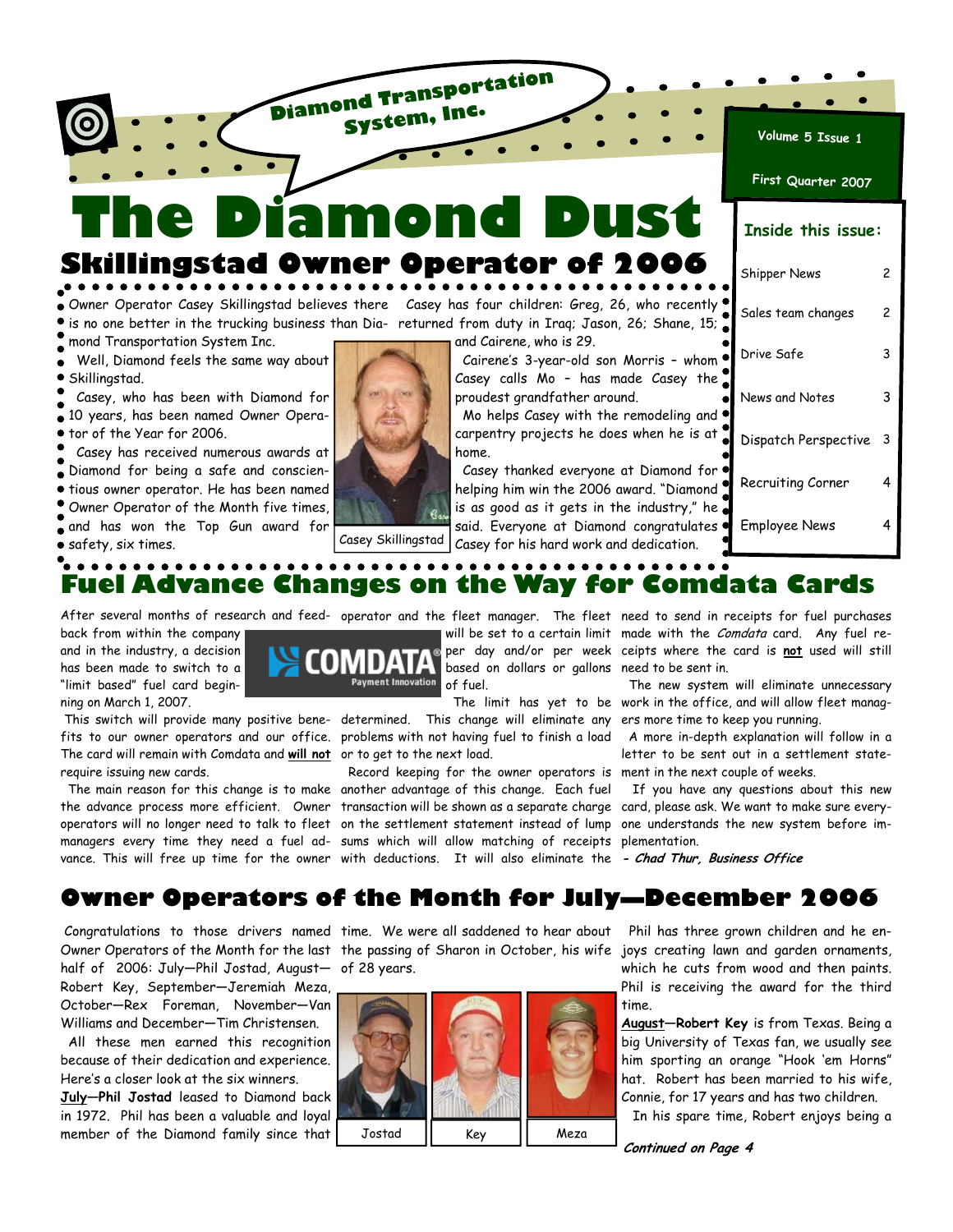Diamond Transportation System, Inc.

# The Diamond Dust

Volume 5 Issue 1

First Quarter 2007

**Inside this issue:**

| | |
|---|---|
| Shipper News | 2 |
| Sales team changes | 2 |
| Drive Safe | 3 |
| News and Notes | 3 |
| Dispatch Perspective | 3 |
| Recruiting Corner | 4 |
| Employee News | 4 |

## Skillingstad Owner Operator of 2006

Owner Operator Casey Skillingstad believes there is no one better in the trucking business than Diamond Transportation System Inc.

Well, Diamond feels the same way about Skillingstad.

Casey, who has been with Diamond for 10 years, has been named Owner Operator of the Year for 2006.

Casey has received numerous awards at Diamond for being a safe and conscientious owner operator. He has been named Owner Operator of the Month five times, and has won the Top Gun award for safety, six times.

Casey Skillingstad

Casey has four children: Greg, 26, who recently returned from duty in Iraq; Jason, 26; Shane, 15; and Cairene, who is 29.

Cairene's 3-year-old son Morris – whom Casey calls Mo – has made Casey the proudest grandfather around.

Mo helps Casey with the remodeling and carpentry projects he does when he is at home.

Casey thanked everyone at Diamond for helping him win the 2006 award. "Diamond is as good as it gets in the industry," he said. Everyone at Diamond congratulates Casey for his hard work and dedication.

## Fuel Advance Changes on the Way for Comdata Cards

After several months of research and feedback from within the company and in the industry, a decision has been made to switch to a "limit based" fuel card beginning on March 1, 2007.

This switch will provide many positive benefits to our owner operators and our office. The card will remain with Comdata and **will not** require issuing new cards.

The main reason for this change is to make the advance process more efficient. Owner operators will no longer need to talk to fleet managers every time they need a fuel advance. This will free up time for the owner operator and the fleet manager. The fleet will be set to a certain limit per day and/or per week based on dollars or gallons of fuel.

The limit has yet to be determined. This change will eliminate any problems with not having fuel to finish a load or to get to the next load.

Record keeping for the owner operators is another advantage of this change. Each fuel transaction will be shown as a separate charge on the settlement statement instead of lump sums which will allow matching of receipts with deductions. It will also eliminate the need to send in receipts for fuel purchases made with the *Comdata* card. Any fuel receipts where the card is **not** used will still need to be sent in.

The new system will eliminate unnecessary work in the office, and will allow fleet managers more time to keep you running.

A more in-depth explanation will follow in a letter to be sent out in a settlement statement in the next couple of weeks.

If you have any questions about this new card, please ask. We want to make sure everyone understands the new system before implementation.

***- Chad Thur, Business Office***

## Owner Operators of the Month for July—December 2006

Congratulations to those drivers named Owner Operators of the Month for the last half of 2006: July—Phil Jostad, August—Robert Key, September—Jeremiah Meza, October—Rex Foreman, November—Van Williams and December—Tim Christensen.

All these men earned this recognition because of their dedication and experience. Here's a closer look at the six winners.

**July—Phil Jostad** leased to Diamond back in 1972. Phil has been a valuable and loyal member of the Diamond family since that time. We were all saddened to hear about the passing of Sharon in October, his wife of 28 years.

Jostad | Key | Meza

Phil has three grown children and he enjoys creating lawn and garden ornaments, which he cuts from wood and then paints. Phil is receiving the award for the third time.

**August—Robert Key** is from Texas. Being a big University of Texas fan, we usually see him sporting an orange "Hook 'em Horns" hat. Robert has been married to his wife, Connie, for 17 years and has two children.

In his spare time, Robert enjoys being a

***Continued on Page 4***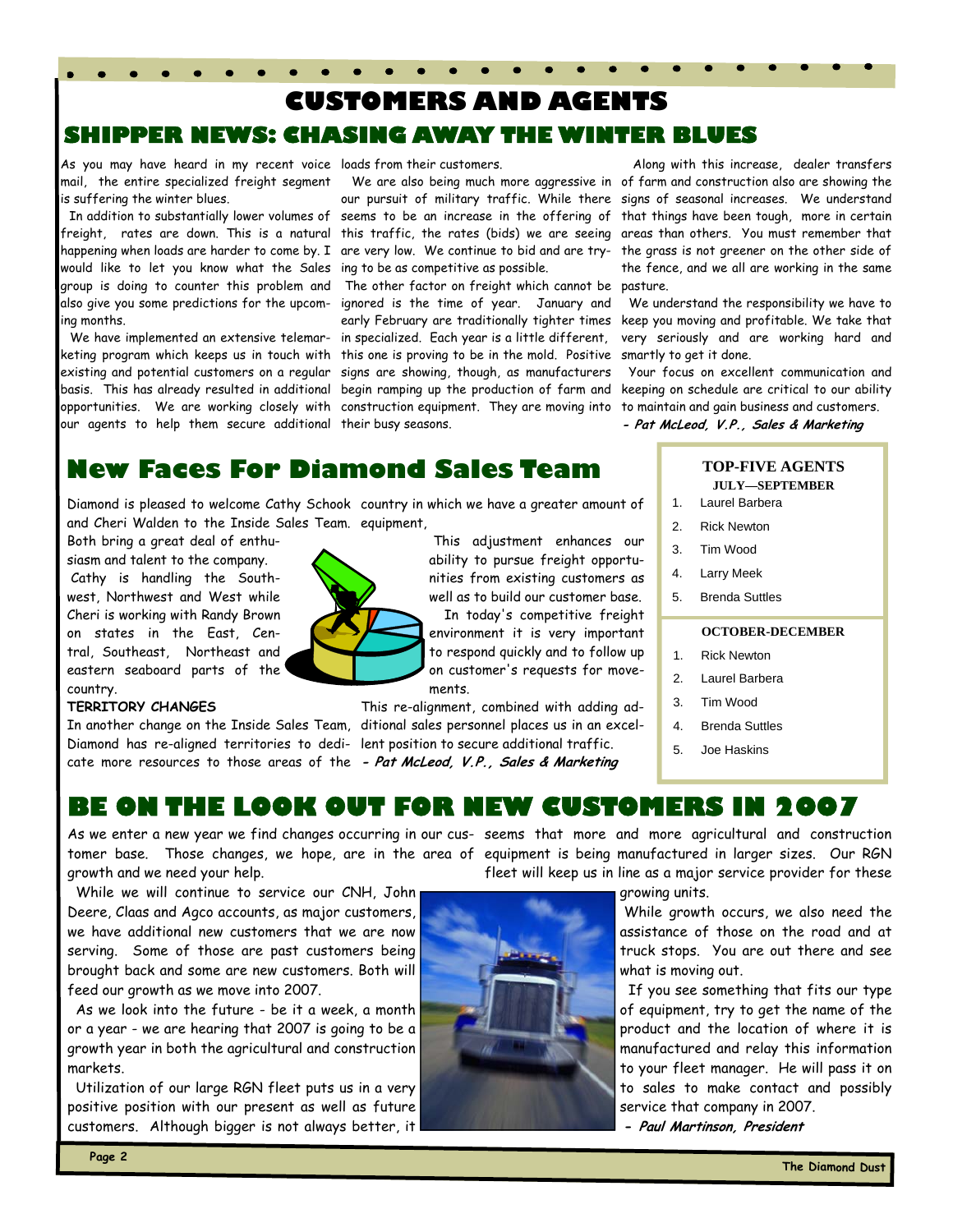# CUSTOMERS AND AGENTS

## SHIPPER NEWS: CHASING AWAY THE WINTER BLUES

As you may have heard in my recent voice mail, the entire specialized freight segment is suffering the winter blues.

In addition to substantially lower volumes of freight, rates are down. This is a natural happening when loads are harder to come by. I would like to let you know what the Sales group is doing to counter this problem and also give you some predictions for the upcoming months.

We have implemented an extensive telemarketing program which keeps us in touch with existing and potential customers on a regular basis. This has already resulted in additional opportunities. We are working closely with our agents to help them secure additional loads from their customers.

We are also being much more aggressive in our pursuit of military traffic. While there seems to be an increase in the offering of this traffic, the rates (bids) we are seeing are very low. We continue to bid and are trying to be as competitive as possible.

The other factor on freight which cannot be ignored is the time of year. January and early February are traditionally tighter times in specialized. Each year is a little different, this one is proving to be in the mold. Positive signs are showing, though, as manufacturers begin ramping up the production of farm and construction equipment. They are moving into their busy seasons.

Along with this increase, dealer transfers of farm and construction also are showing the signs of seasonal increases. We understand that things have been tough, more in certain areas than others. You must remember that the grass is not greener on the other side of the fence, and we all are working in the same pasture.

We understand the responsibility we have to keep you moving and profitable. We take that very seriously and are working hard and smartly to get it done.

Your focus on excellent communication and keeping on schedule are critical to our ability to maintain and gain business and customers.

***- Pat McLeod, V.P., Sales & Marketing***

## New Faces For Diamond Sales Team

Diamond is pleased to welcome Cathy Schook and Cheri Walden to the Inside Sales Team. Both bring a great deal of enthusiasm and talent to the company.

Cathy is handling the Southwest, Northwest and West while Cheri is working with Randy Brown on states in the East, Central, Southeast, Northeast and eastern seaboard parts of the country.

**TERRITORY CHANGES**

In another change on the Inside Sales Team, Diamond has re-aligned territories to dedicate more resources to those areas of the country in which we have a greater amount of equipment,

This adjustment enhances our ability to pursue freight opportunities from existing customers as well as to build our customer base.

In today's competitive freight environment it is very important to respond quickly and to follow up on customer's requests for movements.

This re-alignment, combined with adding additional sales personnel places us in an excellent position to secure additional traffic.

***- Pat McLeod, V.P., Sales & Marketing***

### TOP-FIVE AGENTS

**JULY—SEPTEMBER**

1. Laurel Barbera
2. Rick Newton
3. Tim Wood
4. Larry Meek
5. Brenda Suttles

**OCTOBER-DECEMBER**

1. Rick Newton
2. Laurel Barbera
3. Tim Wood
4. Brenda Suttles
5. Joe Haskins

## BE ON THE LOOK OUT FOR NEW CUSTOMERS IN 2007

As we enter a new year we find changes occurring in our customer base. Those changes, we hope, are in the area of growth and we need your help.

While we will continue to service our CNH, John Deere, Claas and Agco accounts, as major customers, we have additional new customers that we are now serving. Some of those are past customers being brought back and some are new customers. Both will feed our growth as we move into 2007.

As we look into the future - be it a week, a month or a year - we are hearing that 2007 is going to be a growth year in both the agricultural and construction markets.

Utilization of our large RGN fleet puts us in a very positive position with our present as well as future customers. Although bigger is not always better, it seems that more and more agricultural and construction equipment is being manufactured in larger sizes. Our RGN fleet will keep us in line as a major service provider for these growing units.

While growth occurs, we also need the assistance of those on the road and at truck stops. You are out there and see what is moving out.

If you see something that fits our type of equipment, try to get the name of the product and the location of where it is manufactured and relay this information to your fleet manager. He will pass it on to sales to make contact and possibly service that company in 2007.

***- Paul Martinson, President***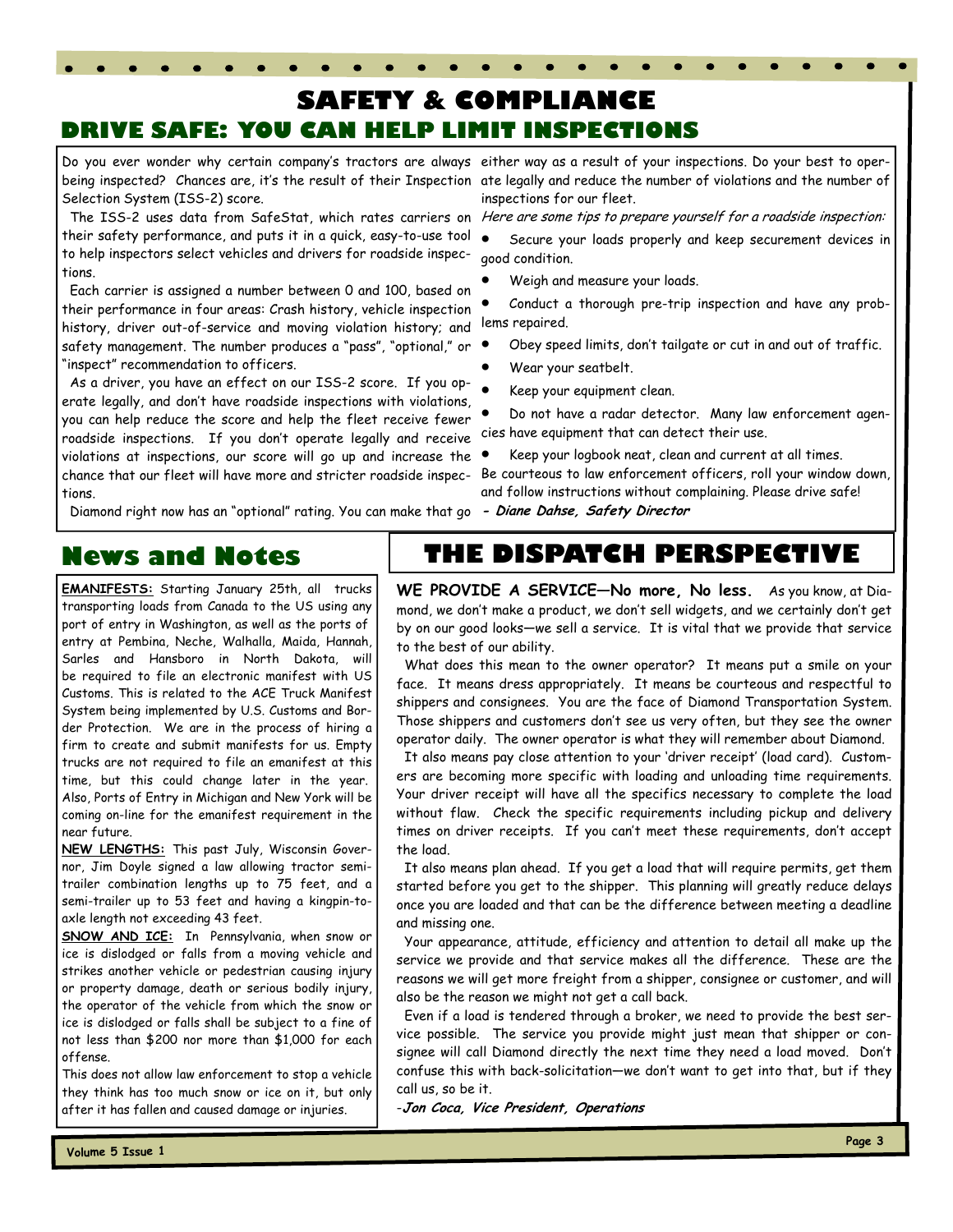# SAFETY & COMPLIANCE

## DRIVE SAFE: YOU CAN HELP LIMIT INSPECTIONS

Do you ever wonder why certain company's tractors are always being inspected? Chances are, it's the result of their Inspection Selection System (ISS-2) score.

The ISS-2 uses data from SafeStat, which rates carriers on their safety performance, and puts it in a quick, easy-to-use tool to help inspectors select vehicles and drivers for roadside inspections.

Each carrier is assigned a number between 0 and 100, based on their performance in four areas: Crash history, vehicle inspection history, driver out-of-service and moving violation history; and safety management. The number produces a "pass", "optional," or "inspect" recommendation to officers.

As a driver, you have an effect on our ISS-2 score. If you operate legally, and don't have roadside inspections with violations, you can help reduce the score and help the fleet receive fewer roadside inspections. If you don't operate legally and receive violations at inspections, our score will go up and increase the chance that our fleet will have more and stricter roadside inspections.

Diamond right now has an "optional" rating. You can make that go either way as a result of your inspections. Do your best to operate legally and reduce the number of violations and the number of inspections for our fleet.

*Here are some tips to prepare yourself for a roadside inspection:*

- Secure your loads properly and keep securement devices in good condition.
- Weigh and measure your loads.
- Conduct a thorough pre-trip inspection and have any problems repaired.
- Obey speed limits, don't tailgate or cut in and out of traffic.
- Wear your seatbelt.
- Keep your equipment clean.
- Do not have a radar detector. Many law enforcement agencies have equipment that can detect their use.
- Keep your logbook neat, clean and current at all times.

Be courteous to law enforcement officers, roll your window down, and follow instructions without complaining. Please drive safe!

***- Diane Dahse, Safety Director***

# News and Notes

**EMANIFESTS:** Starting January 25th, all trucks transporting loads from Canada to the US using any port of entry in Washington, as well as the ports of entry at Pembina, Neche, Walhalla, Maida, Hannah, Sarles and Hansboro in North Dakota, will be required to file an electronic manifest with US Customs. This is related to the ACE Truck Manifest System being implemented by U.S. Customs and Border Protection. We are in the process of hiring a firm to create and submit manifests for us. Empty trucks are not required to file an emanifest at this time, but this could change later in the year. Also, Ports of Entry in Michigan and New York will be coming on-line for the emanifest requirement in the near future.

**NEW LENGTHS:** This past July, Wisconsin Governor, Jim Doyle signed a law allowing tractor semi-trailer combination lengths up to 75 feet, and a semi-trailer up to 53 feet and having a kingpin-to-axle length not exceeding 43 feet.

**SNOW AND ICE:** In Pennsylvania, when snow or ice is dislodged or falls from a moving vehicle and strikes another vehicle or pedestrian causing injury or property damage, death or serious bodily injury, the operator of the vehicle from which the snow or ice is dislodged or falls shall be subject to a fine of not less than $200 nor more than $1,000 for each offense.

This does not allow law enforcement to stop a vehicle they think has too much snow or ice on it, but only after it has fallen and caused damage or injuries.

# THE DISPATCH PERSPECTIVE

**WE PROVIDE A SERVICE—No more, No less.** As you know, at Diamond, we don't make a product, we don't sell widgets, and we certainly don't get by on our good looks—we sell a service. It is vital that we provide that service to the best of our ability.

What does this mean to the owner operator? It means put a smile on your face. It means dress appropriately. It means be courteous and respectful to shippers and consignees. You are the face of Diamond Transportation System. Those shippers and customers don't see us very often, but they see the owner operator daily. The owner operator is what they will remember about Diamond.

It also means pay close attention to your 'driver receipt' (load card). Customers are becoming more specific with loading and unloading time requirements. Your driver receipt will have all the specifics necessary to complete the load without flaw. Check the specific requirements including pickup and delivery times on driver receipts. If you can't meet these requirements, don't accept the load.

It also means plan ahead. If you get a load that will require permits, get them started before you get to the shipper. This planning will greatly reduce delays once you are loaded and that can be the difference between meeting a deadline and missing one.

Your appearance, attitude, efficiency and attention to detail all make up the service we provide and that service makes all the difference. These are the reasons we will get more freight from a shipper, consignee or customer, and will also be the reason we might not get a call back.

Even if a load is tendered through a broker, we need to provide the best service possible. The service you provide might just mean that shipper or consignee will call Diamond directly the next time they need a load moved. Don't confuse this with back-solicitation—we don't want to get into that, but if they call us, so be it.

-***Jon Coca, Vice President, Operations***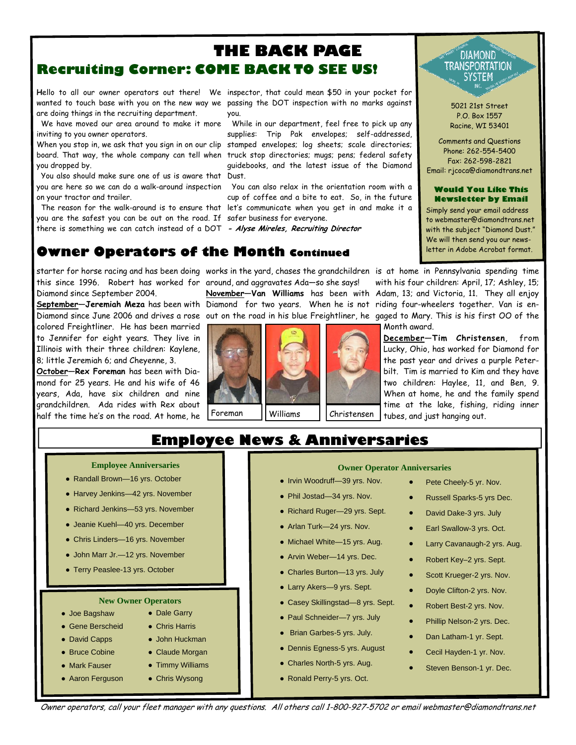# THE BACK PAGE

## Recruiting Corner: COME BACK TO SEE US!

Hello to all our owner operators out there! We wanted to touch base with you on the new way we are doing things in the recruiting department.

We have moved our area around to make it more inviting to you owner operators.

When you stop in, we ask that you sign in on our clip board. That way, the whole company can tell when you dropped by.

You also should make sure one of us is aware that you are here so we can do a walk-around inspection on your tractor and trailer.

The reason for the walk-around is to ensure that you are the safest you can be out on the road. If there is something we can catch instead of a DOT inspector, that could mean $50 in your pocket for passing the DOT inspection with no marks against you.

While in our department, feel free to pick up any supplies: Trip Pak envelopes; self-addressed, stamped envelopes; log sheets; scale directories; truck stop directories; mugs; pens; federal safety guidebooks, and the latest issue of the Diamond Dust.

You can also relax in the orientation room with a cup of coffee and a bite to eat. So, in the future let's communicate when you get in and make it a safer business for everyone.

***- Alyse Mireles, Recruiting Director***

DIAMOND TRANSPORTATION SYSTEM INC.

5021 21st Street
P.O. Box 1557
Racine, WI 53401

Comments and Questions
Phone: 262-554-5400
Fax: 262-598-2821
Email: rjcoca@diamondtrans.net

**Would You Like This Newsletter by Email**

Simply send your email address to webmaster@diamondtrans.net with the subject "Diamond Dust." We will then send you our newsletter in Adobe Acrobat format.

## Owner Operators of the Month continued

starter for horse racing and has been doing this since 1996. Robert has worked for Diamond since September 2004.

**September—Jeremiah Meza** has been with Diamond since June 2006 and drives a rose colored Freightliner. He has been married to Jennifer for eight years. They live in Illinois with their three children: Kaylene, 8; little Jeremiah 6; and Cheyenne, 3.

**October—Rex Foreman** has been with Diamond for 25 years. He and his wife of 46 years, Ada, have six children and nine grandchildren. Ada rides with Rex about half the time he's on the road. At home, he works in the yard, chases the grandchildren around, and aggravates Ada—so she says!

**November—Van Williams** has been with Diamond for two years. When he is not out on the road in his blue Freightliner, he is at home in Pennsylvania spending time with his four children: April, 17; Ashley, 15; Adam, 13; and Victoria, 11. They all enjoy riding four-wheelers together. Van is engaged to Mary. This is his first OO of the Month award.

**December—Tim Christensen**, from Lucky, Ohio, has worked for Diamond for the past year and drives a purple Peterbilt. Tim is married to Kim and they have two children: Haylee, 11, and Ben, 9. When at home, he and the family spend time at the lake, fishing, riding inner tubes, and just hanging out.

Foreman

Williams

Christensen

## Employee News & Anniversaries

### Employee Anniversaries

- Randall Brown—16 yrs. October
- Harvey Jenkins—42 yrs. November
- Richard Jenkins—53 yrs. November
- Jeanie Kuehl—40 yrs. December
- Chris Linders—16 yrs. November
- John Marr Jr.—12 yrs. November
- Terry Peaslee-13 yrs. October

### New Owner Operators

- Joe Bagshaw
- Gene Berscheid
- David Capps
- Bruce Cobine
- Mark Fauser
- Aaron Ferguson
- Dale Garry
- Chris Harris
- John Huckman
- Claude Morgan
- Timmy Williams
- Chris Wysong

### Owner Operator Anniversaries

- Irvin Woodruff—39 yrs. Nov.
- Phil Jostad—34 yrs. Nov.
- Richard Ruger—29 yrs. Sept.
- Arlan Turk—24 yrs. Nov.
- Michael White—15 yrs. Aug.
- Arvin Weber—14 yrs. Dec.
- Charles Burton—13 yrs. July
- Larry Akers—9 yrs. Sept.
- Casey Skillingstad—8 yrs. Sept.
- Paul Schneider—7 yrs. July
- Brian Garbes-5 yrs. July.
- Dennis Egness-5 yrs. August
- Charles North-5 yrs. Aug.
- Ronald Perry-5 yrs. Oct.
- Pete Cheely-5 yr. Nov.
- Russell Sparks-5 yrs Dec.
- David Dake-3 yrs. July
- Earl Swallow-3 yrs. Oct.
- Larry Cavanaugh-2 yrs. Aug.
- Robert Key–2 yrs. Sept.
- Scott Krueger-2 yrs. Nov.
- Doyle Clifton-2 yrs. Nov.
- Robert Best-2 yrs. Nov.
- Phillip Nelson-2 yrs. Dec.
- Dan Latham-1 yr. Sept.
- Cecil Hayden-1 yr. Nov.
- Steven Benson-1 yr. Dec.

*Owner operators, call your fleet manager with any questions. All others call 1-800-927-5702 or email webmaster@diamondtrans.net*